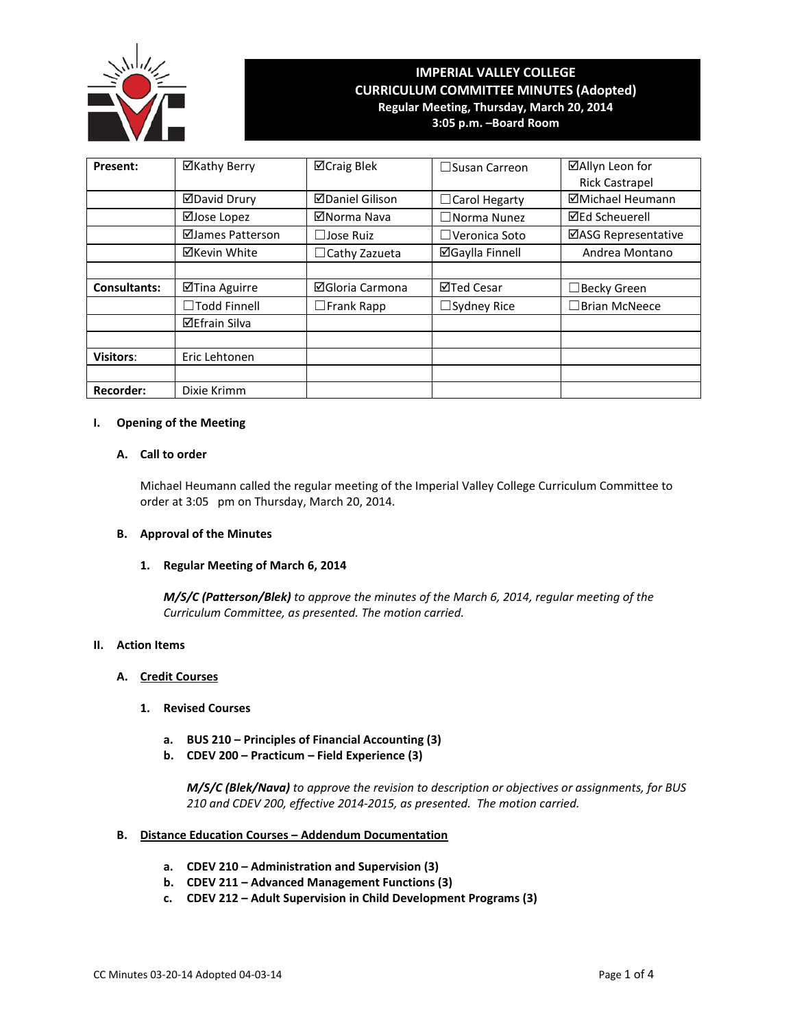# IMPERIAL VALLEY COLLEGE
## CURRICULUM COMMITTEE MINUTES (Adopted)
**Regular Meeting, Thursday, March 20, 2014**
**3:05 p.m. –Board Room**

| | | | | |
|---|---|---|---|---|
| **Present:** | ☑Kathy Berry | ☑Craig Blek | ☐Susan Carreon | ☑Allyn Leon for Rick Castrapel |
| | ☑David Drury | ☑Daniel Gilison | ☐Carol Hegarty | ☑Michael Heumann |
| | ☑Jose Lopez | ☑Norma Nava | ☐Norma Nunez | ☑Ed Scheuerell |
| | ☑James Patterson | ☐Jose Ruiz | ☐Veronica Soto | ☑ASG Representative |
| | ☑Kevin White | ☐Cathy Zazueta | ☑Gaylla Finnell | Andrea Montano |
| | | | | |
| **Consultants:** | ☑Tina Aguirre | ☑Gloria Carmona | ☑Ted Cesar | ☐Becky Green |
| | ☐Todd Finnell | ☐Frank Rapp | ☐Sydney Rice | ☐Brian McNeece |
| | ☑Efrain Silva | | | |
| | | | | |
| **Visitors:** | Eric Lehtonen | | | |
| | | | | |
| **Recorder:** | Dixie Krimm | | | |

**I. Opening of the Meeting**

**A. Call to order**

Michael Heumann called the regular meeting of the Imperial Valley College Curriculum Committee to order at 3:05 pm on Thursday, March 20, 2014.

**B. Approval of the Minutes**

**1. Regular Meeting of March 6, 2014**

***M/S/C (Patterson/Blek)*** *to approve the minutes of the March 6, 2014, regular meeting of the Curriculum Committee, as presented. The motion carried.*

**II. Action Items**

**A. Credit Courses**

**1. Revised Courses**

**a. BUS 210 – Principles of Financial Accounting (3)**
**b. CDEV 200 – Practicum – Field Experience (3)**

***M/S/C (Blek/Nava)*** *to approve the revision to description or objectives or assignments, for BUS 210 and CDEV 200, effective 2014-2015, as presented. The motion carried.*

**B. Distance Education Courses – Addendum Documentation**

**a. CDEV 210 – Administration and Supervision (3)**
**b. CDEV 211 – Advanced Management Functions (3)**
**c. CDEV 212 – Adult Supervision in Child Development Programs (3)**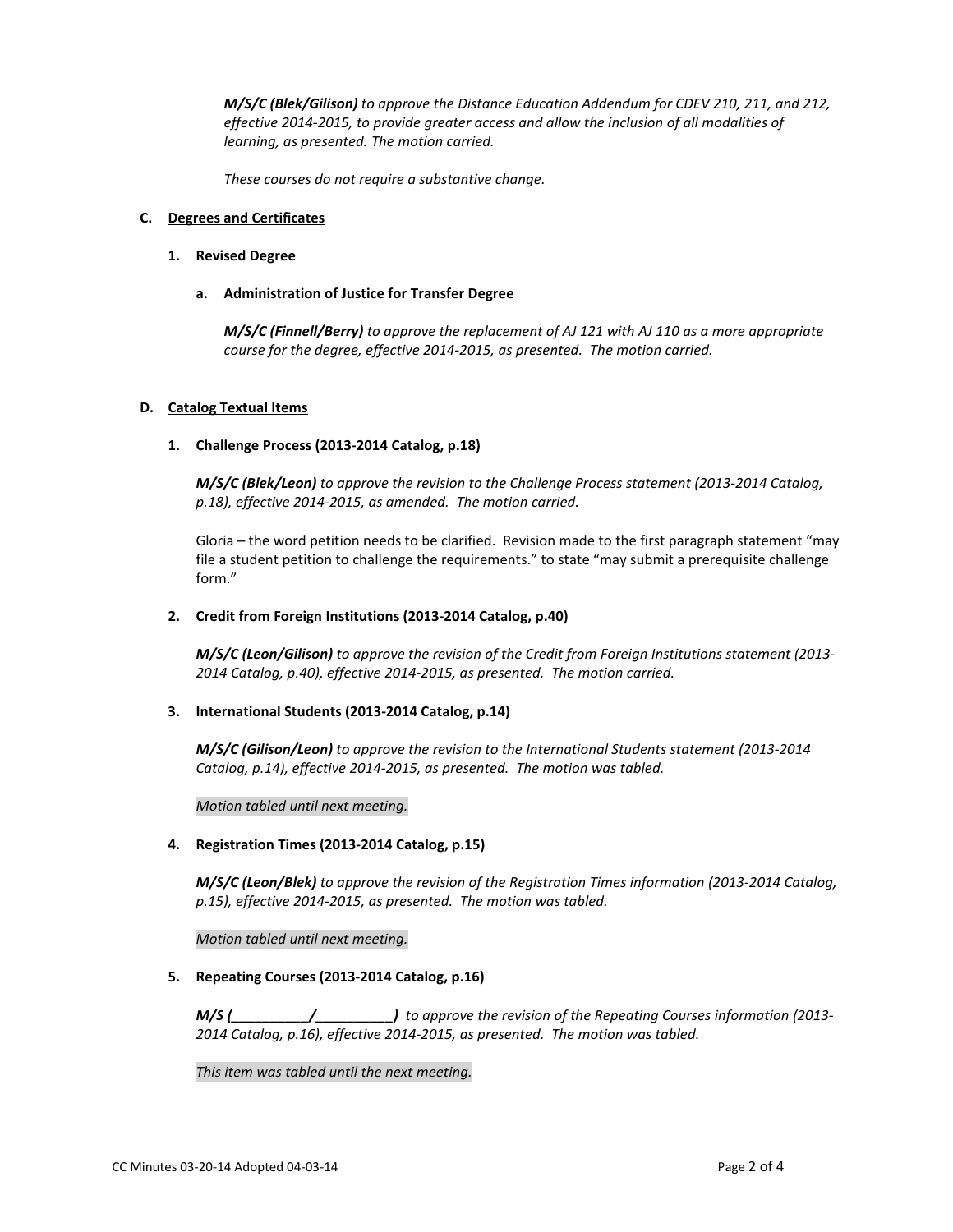***M/S/C (Blek/Gilison)*** *to approve the Distance Education Addendum for CDEV 210, 211, and 212, effective 2014-2015, to provide greater access and allow the inclusion of all modalities of learning, as presented. The motion carried.*

*These courses do not require a substantive change.*

**C. Degrees and Certificates**

**1. Revised Degree**

**a. Administration of Justice for Transfer Degree**

***M/S/C (Finnell/Berry)*** *to approve the replacement of AJ 121 with AJ 110 as a more appropriate course for the degree, effective 2014-2015, as presented. The motion carried.*

**D. Catalog Textual Items**

**1. Challenge Process (2013-2014 Catalog, p.18)**

***M/S/C (Blek/Leon)*** *to approve the revision to the Challenge Process statement (2013-2014 Catalog, p.18), effective 2014-2015, as amended. The motion carried.*

Gloria – the word petition needs to be clarified. Revision made to the first paragraph statement "may file a student petition to challenge the requirements." to state "may submit a prerequisite challenge form."

**2. Credit from Foreign Institutions (2013-2014 Catalog, p.40)**

***M/S/C (Leon/Gilison)*** *to approve the revision of the Credit from Foreign Institutions statement (2013-2014 Catalog, p.40), effective 2014-2015, as presented. The motion carried.*

**3. International Students (2013-2014 Catalog, p.14)**

***M/S/C (Gilison/Leon)*** *to approve the revision to the International Students statement (2013-2014 Catalog, p.14), effective 2014-2015, as presented. The motion was tabled.*

*Motion tabled until next meeting.*

**4. Registration Times (2013-2014 Catalog, p.15)**

***M/S/C (Leon/Blek)*** *to approve the revision of the Registration Times information (2013-2014 Catalog, p.15), effective 2014-2015, as presented. The motion was tabled.*

*Motion tabled until next meeting.*

**5. Repeating Courses (2013-2014 Catalog, p.16)**

***M/S (__________/__________)*** *to approve the revision of the Repeating Courses information (2013-2014 Catalog, p.16), effective 2014-2015, as presented. The motion was tabled.*

*This item was tabled until the next meeting.*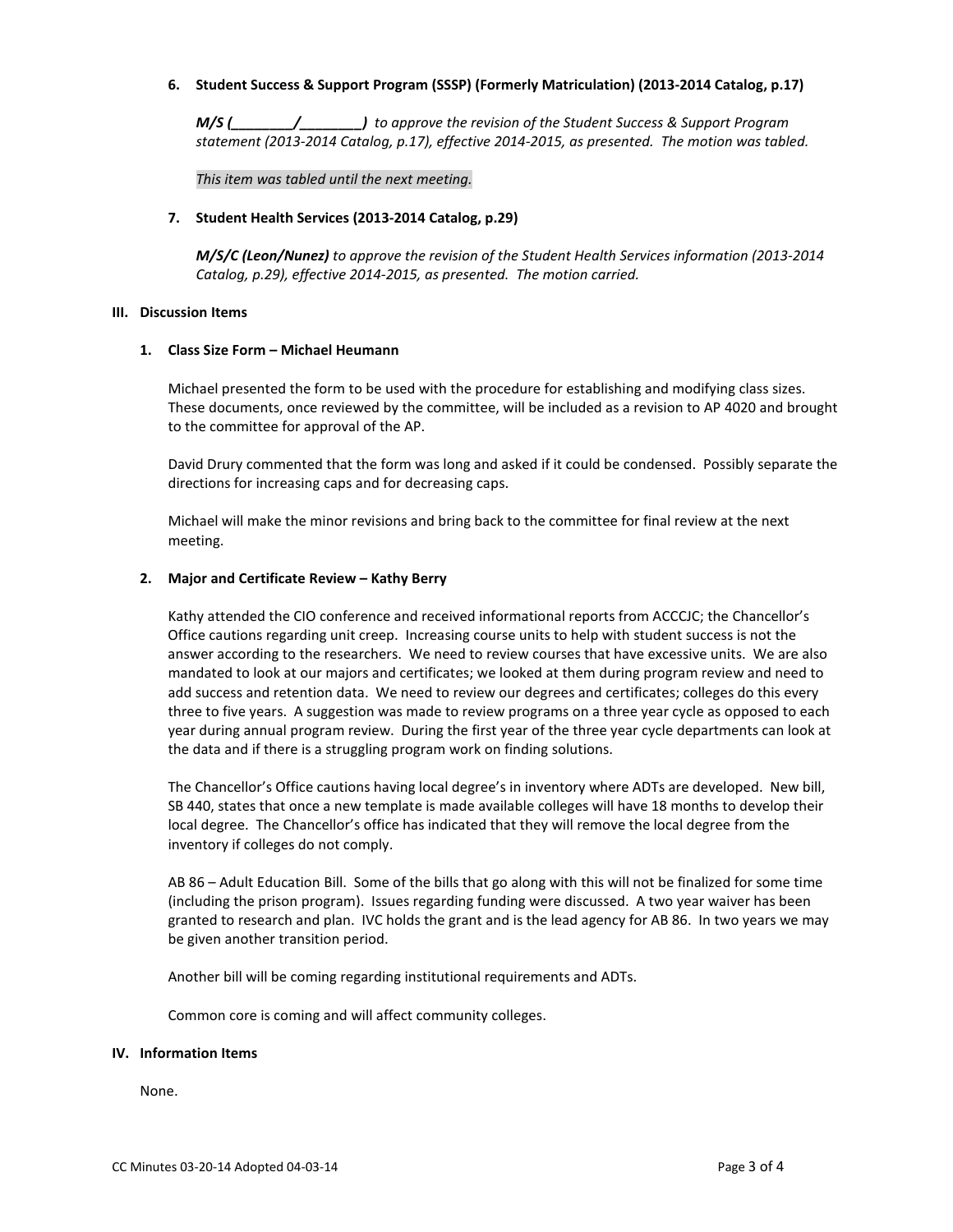6. **Student Success & Support Program (SSSP) (Formerly Matriculation) (2013-2014 Catalog, p.17)**

   ***M/S (________/________)*** *to approve the revision of the Student Success & Support Program statement (2013-2014 Catalog, p.17), effective 2014-2015, as presented. The motion was tabled.*

   *This item was tabled until the next meeting.*

7. **Student Health Services (2013-2014 Catalog, p.29)**

   ***M/S/C (Leon/Nunez)*** *to approve the revision of the Student Health Services information (2013-2014 Catalog, p.29), effective 2014-2015, as presented. The motion carried.*

## III. Discussion Items

1. **Class Size Form – Michael Heumann**

   Michael presented the form to be used with the procedure for establishing and modifying class sizes. These documents, once reviewed by the committee, will be included as a revision to AP 4020 and brought to the committee for approval of the AP.

   David Drury commented that the form was long and asked if it could be condensed. Possibly separate the directions for increasing caps and for decreasing caps.

   Michael will make the minor revisions and bring back to the committee for final review at the next meeting.

2. **Major and Certificate Review – Kathy Berry**

   Kathy attended the CIO conference and received informational reports from ACCCJC; the Chancellor's Office cautions regarding unit creep. Increasing course units to help with student success is not the answer according to the researchers. We need to review courses that have excessive units. We are also mandated to look at our majors and certificates; we looked at them during program review and need to add success and retention data. We need to review our degrees and certificates; colleges do this every three to five years. A suggestion was made to review programs on a three year cycle as opposed to each year during annual program review. During the first year of the three year cycle departments can look at the data and if there is a struggling program work on finding solutions.

   The Chancellor's Office cautions having local degree's in inventory where ADTs are developed. New bill, SB 440, states that once a new template is made available colleges will have 18 months to develop their local degree. The Chancellor's office has indicated that they will remove the local degree from the inventory if colleges do not comply.

   AB 86 – Adult Education Bill. Some of the bills that go along with this will not be finalized for some time (including the prison program). Issues regarding funding were discussed. A two year waiver has been granted to research and plan. IVC holds the grant and is the lead agency for AB 86. In two years we may be given another transition period.

   Another bill will be coming regarding institutional requirements and ADTs.

   Common core is coming and will affect community colleges.

## IV. Information Items

None.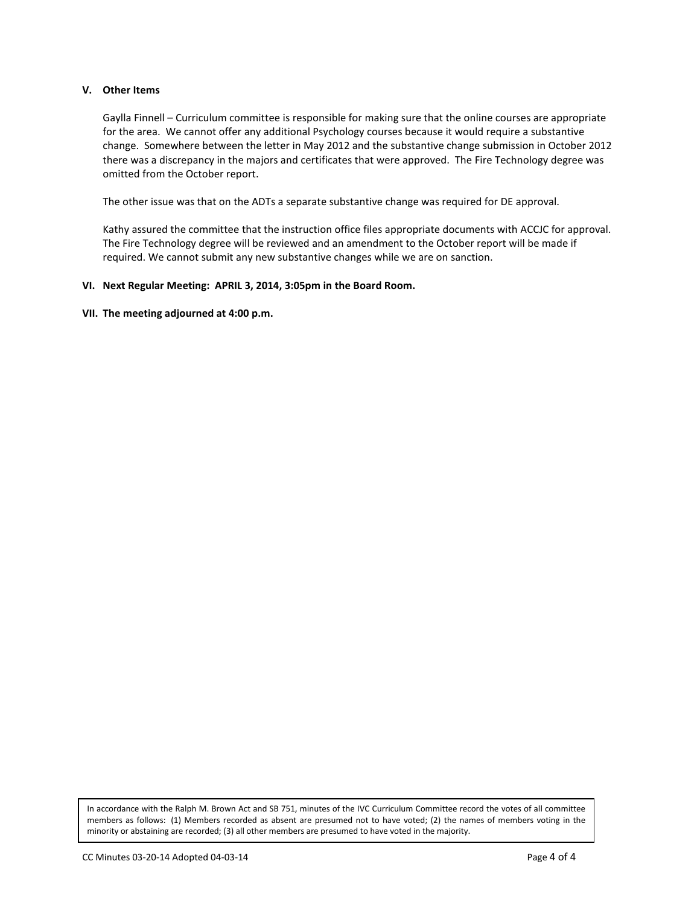**V. Other Items**

Gaylla Finnell – Curriculum committee is responsible for making sure that the online courses are appropriate for the area. We cannot offer any additional Psychology courses because it would require a substantive change. Somewhere between the letter in May 2012 and the substantive change submission in October 2012 there was a discrepancy in the majors and certificates that were approved. The Fire Technology degree was omitted from the October report.

The other issue was that on the ADTs a separate substantive change was required for DE approval.

Kathy assured the committee that the instruction office files appropriate documents with ACCJC for approval. The Fire Technology degree will be reviewed and an amendment to the October report will be made if required. We cannot submit any new substantive changes while we are on sanction.

**VI. Next Regular Meeting: APRIL 3, 2014, 3:05pm in the Board Room.**

**VII. The meeting adjourned at 4:00 p.m.**

In accordance with the Ralph M. Brown Act and SB 751, minutes of the IVC Curriculum Committee record the votes of all committee members as follows: (1) Members recorded as absent are presumed not to have voted; (2) the names of members voting in the minority or abstaining are recorded; (3) all other members are presumed to have voted in the majority.

CC Minutes 03-20-14 Adopted 04-03-14